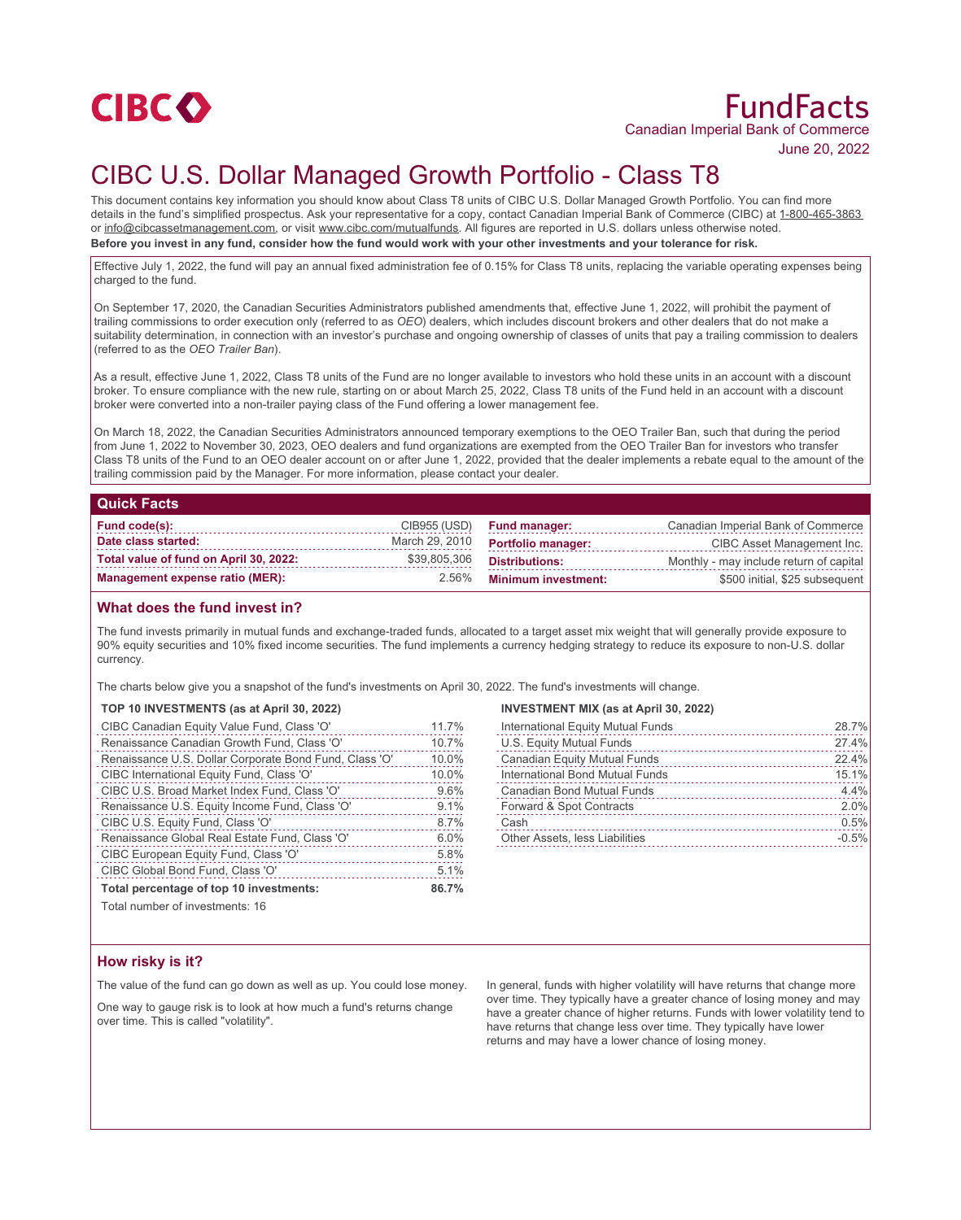CIBC

# FundFacts

Canadian Imperial Bank of Commerce

June 20, 2022

# CIBC U.S. Dollar Managed Growth Portfolio - Class T8

This document contains key information you should know about Class T8 units of CIBC U.S. Dollar Managed Growth Portfolio. You can find more details in the fund's simplified prospectus. Ask your representative for a copy, contact Canadian Imperial Bank of Commerce (CIBC) at 1-800-465-3863 or info@cibcassetmanagement.com, or visit www.cibc.com/mutualfunds. All figures are reported in U.S. dollars unless otherwise noted.

**Before you invest in any fund, consider how the fund would work with your other investments and your tolerance for risk.**

Effective July 1, 2022, the fund will pay an annual fixed administration fee of 0.15% for Class T8 units, replacing the variable operating expenses being charged to the fund.

On September 17, 2020, the Canadian Securities Administrators published amendments that, effective June 1, 2022, will prohibit the payment of trailing commissions to order execution only (referred to as *OEO*) dealers, which includes discount brokers and other dealers that do not make a suitability determination, in connection with an investor's purchase and ongoing ownership of classes of units that pay a trailing commission to dealers (referred to as the *OEO Trailer Ban*).

As a result, effective June 1, 2022, Class T8 units of the Fund are no longer available to investors who hold these units in an account with a discount broker. To ensure compliance with the new rule, starting on or about March 25, 2022, Class T8 units of the Fund held in an account with a discount broker were converted into a non-trailer paying class of the Fund offering a lower management fee.

On March 18, 2022, the Canadian Securities Administrators announced temporary exemptions to the OEO Trailer Ban, such that during the period from June 1, 2022 to November 30, 2023, OEO dealers and fund organizations are exempted from the OEO Trailer Ban for investors who transfer Class T8 units of the Fund to an OEO dealer account on or after June 1, 2022, provided that the dealer implements a rebate equal to the amount of the trailing commission paid by the Manager. For more information, please contact your dealer.

## Quick Facts

| | | | |
|---|---|---|---|
| **Fund code(s):** | CIB955 (USD) | **Fund manager:** | Canadian Imperial Bank of Commerce |
| **Date class started:** | March 29, 2010 | **Portfolio manager:** | CIBC Asset Management Inc. |
| **Total value of fund on April 30, 2022:** | $39,805,306 | **Distributions:** | Monthly - may include return of capital |
| **Management expense ratio (MER):** | 2.56% | **Minimum investment:** | $500 initial, $25 subsequent |

## What does the fund invest in?

The fund invests primarily in mutual funds and exchange-traded funds, allocated to a target asset mix weight that will generally provide exposure to 90% equity securities and 10% fixed income securities. The fund implements a currency hedging strategy to reduce its exposure to non-U.S. dollar currency.

The charts below give you a snapshot of the fund's investments on April 30, 2022. The fund's investments will change.

**TOP 10 INVESTMENTS (as at April 30, 2022)**

| Investment | % |
|---|---|
| CIBC Canadian Equity Value Fund, Class 'O' | 11.7% |
| Renaissance Canadian Growth Fund, Class 'O' | 10.7% |
| Renaissance U.S. Dollar Corporate Bond Fund, Class 'O' | 10.0% |
| CIBC International Equity Fund, Class 'O' | 10.0% |
| CIBC U.S. Broad Market Index Fund, Class 'O' | 9.6% |
| Renaissance U.S. Equity Income Fund, Class 'O' | 9.1% |
| CIBC U.S. Equity Fund, Class 'O' | 8.7% |
| Renaissance Global Real Estate Fund, Class 'O' | 6.0% |
| CIBC European Equity Fund, Class 'O' | 5.8% |
| CIBC Global Bond Fund, Class 'O' | 5.1% |
| **Total percentage of top 10 investments:** | **86.7%** |

Total number of investments: 16

**INVESTMENT MIX (as at April 30, 2022)**

| Category | % |
|---|---|
| International Equity Mutual Funds | 28.7% |
| U.S. Equity Mutual Funds | 27.4% |
| Canadian Equity Mutual Funds | 22.4% |
| International Bond Mutual Funds | 15.1% |
| Canadian Bond Mutual Funds | 4.4% |
| Forward & Spot Contracts | 2.0% |
| Cash | 0.5% |
| Other Assets, less Liabilities | -0.5% |

## How risky is it?

The value of the fund can go down as well as up. You could lose money.

One way to gauge risk is to look at how much a fund's returns change over time. This is called "volatility".

In general, funds with higher volatility will have returns that change more over time. They typically have a greater chance of losing money and may have a greater chance of higher returns. Funds with lower volatility tend to have returns that change less over time. They typically have lower returns and may have a lower chance of losing money.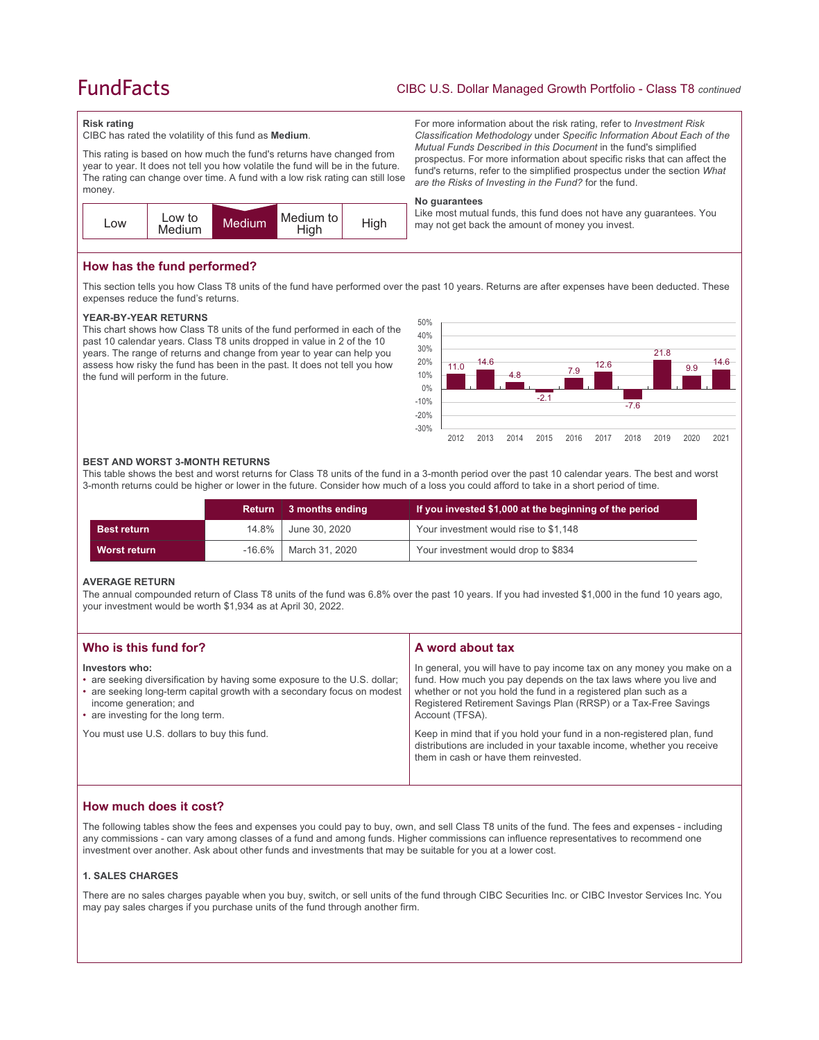### Risk rating

CIBC has rated the volatility of this fund as **Medium**.

This rating is based on how much the fund's returns have changed from year to year. It does not tell you how volatile the fund will be in the future. The rating can change over time. A fund with a low risk rating can still lose money.

| Low | Low to Medium | **Medium** | Medium to High | High |
|---|---|---|---|---|

For more information about the risk rating, refer to *Investment Risk Classification Methodology* under *Specific Information About Each of the Mutual Funds Described in this Document* in the fund's simplified prospectus. For more information about specific risks that can affect the fund's returns, refer to the simplified prospectus under the section *What are the Risks of Investing in the Fund?* for the fund.

### No guarantees

Like most mutual funds, this fund does not have any guarantees. You may not get back the amount of money you invest.

## How has the fund performed?

This section tells you how Class T8 units of the fund have performed over the past 10 years. Returns are after expenses have been deducted. These expenses reduce the fund's returns.

### YEAR-BY-YEAR RETURNS

This chart shows how Class T8 units of the fund performed in each of the past 10 calendar years. Class T8 units dropped in value in 2 of the 10 years. The range of returns and change from year to year can help you assess how risky the fund has been in the past. It does not tell you how the fund will perform in the future.

| Year | 2012 | 2013 | 2014 | 2015 | 2016 | 2017 | 2018 | 2019 | 2020 | 2021 |
|---|---|---|---|---|---|---|---|---|---|---|
| Return (%) | 11.0 | 14.6 | 4.8 | -2.1 | 7.9 | 12.6 | -7.6 | 21.8 | 9.9 | 14.6 |

### BEST AND WORST 3-MONTH RETURNS

This table shows the best and worst returns for Class T8 units of the fund in a 3-month period over the past 10 calendar years. The best and worst 3-month returns could be higher or lower in the future. Consider how much of a loss you could afford to take in a short period of time.

| | Return | 3 months ending | If you invested $1,000 at the beginning of the period |
|---|---|---|---|
| **Best return** | 14.8% | June 30, 2020 | Your investment would rise to $1,148 |
| **Worst return** | -16.6% | March 31, 2020 | Your investment would drop to $834 |

### AVERAGE RETURN

The annual compounded return of Class T8 units of the fund was 6.8% over the past 10 years. If you had invested $1,000 in the fund 10 years ago, your investment would be worth $1,934 as at April 30, 2022.

## Who is this fund for?

**Investors who:**

- are seeking diversification by having some exposure to the U.S. dollar;
- are seeking long-term capital growth with a secondary focus on modest income generation; and
- are investing for the long term.

You must use U.S. dollars to buy this fund.

## A word about tax

In general, you will have to pay income tax on any money you make on a fund. How much you pay depends on the tax laws where you live and whether or not you hold the fund in a registered plan such as a Registered Retirement Savings Plan (RRSP) or a Tax-Free Savings Account (TFSA).

Keep in mind that if you hold your fund in a non-registered plan, fund distributions are included in your taxable income, whether you receive them in cash or have them reinvested.

## How much does it cost?

The following tables show the fees and expenses you could pay to buy, own, and sell Class T8 units of the fund. The fees and expenses - including any commissions - can vary among classes of a fund and among funds. Higher commissions can influence representatives to recommend one investment over another. Ask about other funds and investments that may be suitable for you at a lower cost.

### 1. SALES CHARGES

There are no sales charges payable when you buy, switch, or sell units of the fund through CIBC Securities Inc. or CIBC Investor Services Inc. You may pay sales charges if you purchase units of the fund through another firm.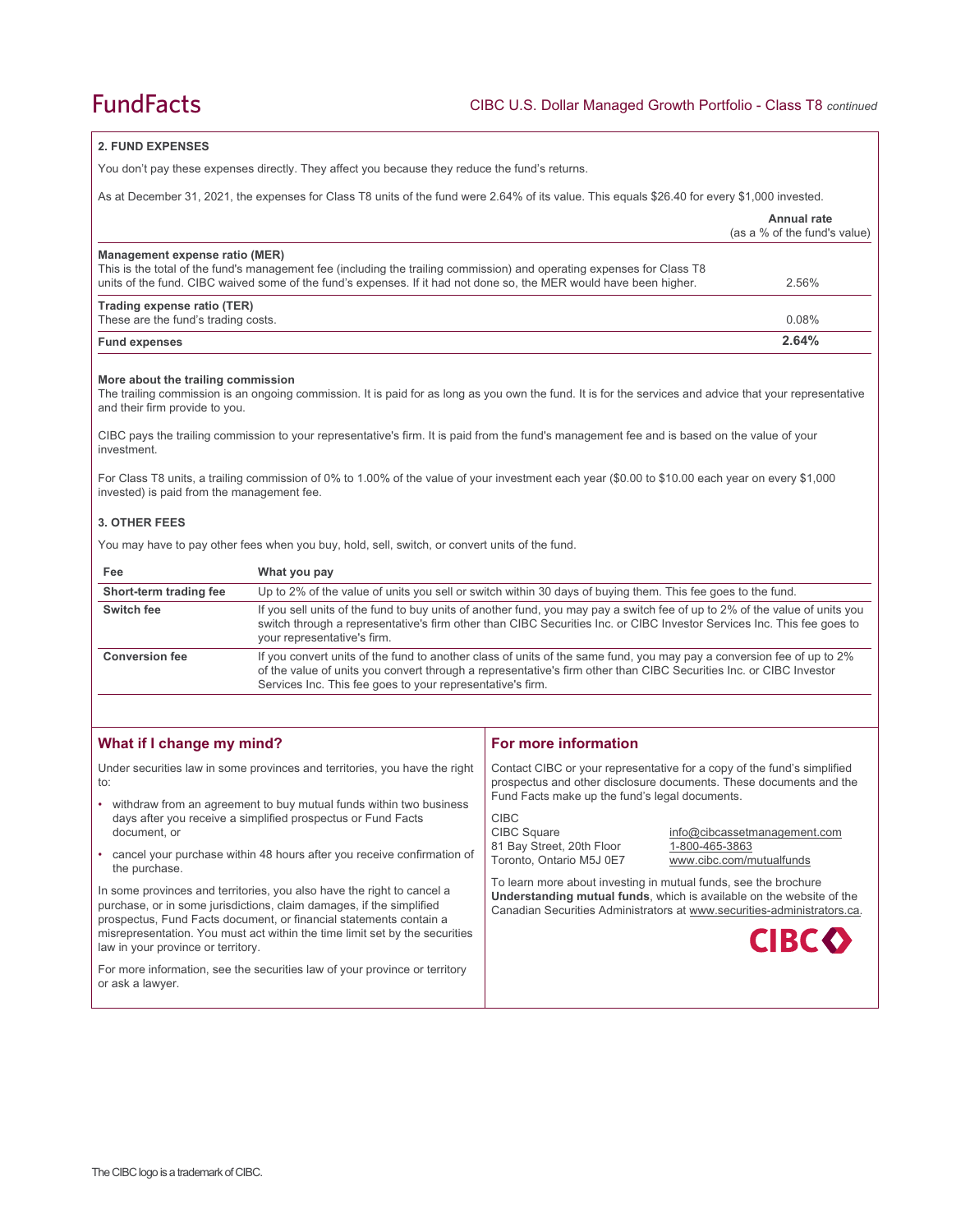## 2. FUND EXPENSES

You don't pay these expenses directly. They affect you because they reduce the fund's returns.

As at December 31, 2021, the expenses for Class T8 units of the fund were 2.64% of its value. This equals $26.40 for every $1,000 invested.

| | Annual rate (as a % of the fund's value) |
|---|---|
| **Management expense ratio (MER)** This is the total of the fund's management fee (including the trailing commission) and operating expenses for Class T8 units of the fund. CIBC waived some of the fund's expenses. If it had not done so, the MER would have been higher. | 2.56% |
| **Trading expense ratio (TER)** These are the fund's trading costs. | 0.08% |
| **Fund expenses** | **2.64%** |

**More about the trailing commission**

The trailing commission is an ongoing commission. It is paid for as long as you own the fund. It is for the services and advice that your representative and their firm provide to you.

CIBC pays the trailing commission to your representative's firm. It is paid from the fund's management fee and is based on the value of your investment.

For Class T8 units, a trailing commission of 0% to 1.00% of the value of your investment each year ($0.00 to $10.00 each year on every $1,000 invested) is paid from the management fee.

## 3. OTHER FEES

You may have to pay other fees when you buy, hold, sell, switch, or convert units of the fund.

| Fee | What you pay |
|---|---|
| **Short-term trading fee** | Up to 2% of the value of units you sell or switch within 30 days of buying them. This fee goes to the fund. |
| **Switch fee** | If you sell units of the fund to buy units of another fund, you may pay a switch fee of up to 2% of the value of units you switch through a representative's firm other than CIBC Securities Inc. or CIBC Investor Services Inc. This fee goes to your representative's firm. |
| **Conversion fee** | If you convert units of the fund to another class of units of the same fund, you may pay a conversion fee of up to 2% of the value of units you convert through a representative's firm other than CIBC Securities Inc. or CIBC Investor Services Inc. This fee goes to your representative's firm. |

## What if I change my mind?

Under securities law in some provinces and territories, you have the right to:

- withdraw from an agreement to buy mutual funds within two business days after you receive a simplified prospectus or Fund Facts document, or
- cancel your purchase within 48 hours after you receive confirmation of the purchase.

In some provinces and territories, you also have the right to cancel a purchase, or in some jurisdictions, claim damages, if the simplified prospectus, Fund Facts document, or financial statements contain a misrepresentation. You must act within the time limit set by the securities law in your province or territory.

For more information, see the securities law of your province or territory or ask a lawyer.

## For more information

Contact CIBC or your representative for a copy of the fund's simplified prospectus and other disclosure documents. These documents and the Fund Facts make up the fund's legal documents.

CIBC
CIBC Square
81 Bay Street, 20th Floor
Toronto, Ontario M5J 0E7

info@cibcassetmanagement.com
1-800-465-3863
www.cibc.com/mutualfunds

To learn more about investing in mutual funds, see the brochure **Understanding mutual funds**, which is available on the website of the Canadian Securities Administrators at www.securities-administrators.ca.

CIBC

The CIBC logo is a trademark of CIBC.